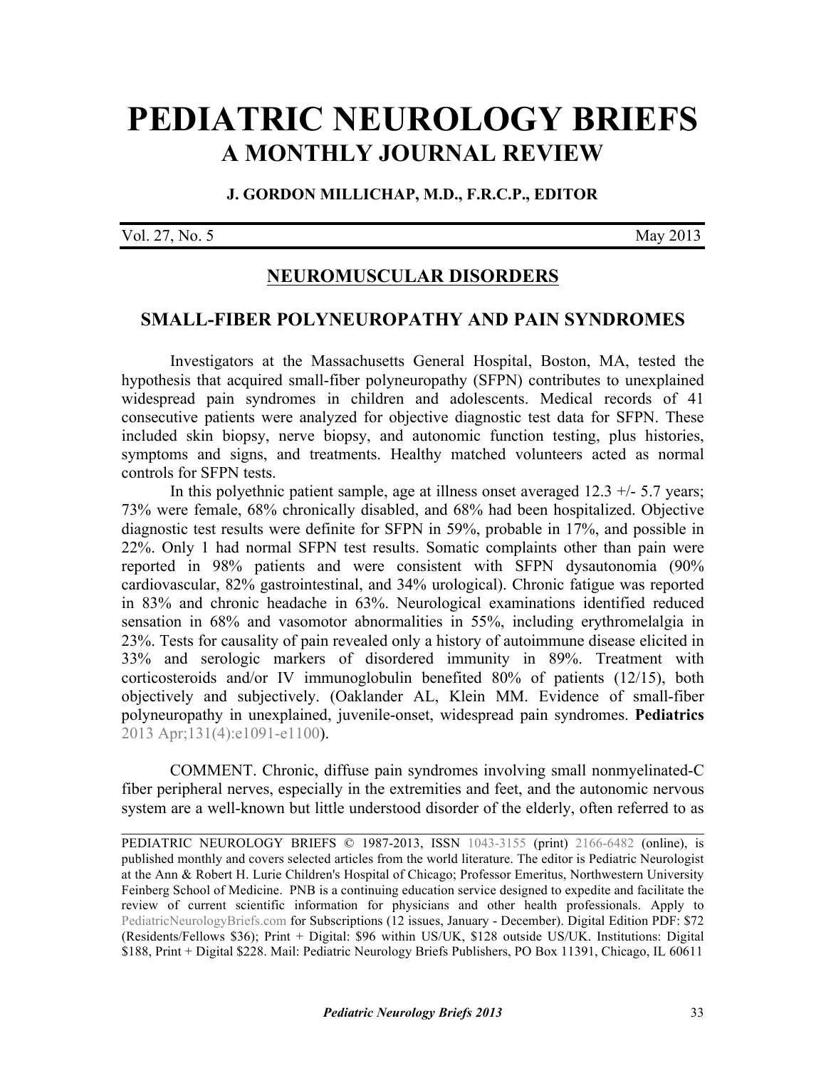# PEDIATRIC NEUROLOGY BRIEFS
## A MONTHLY JOURNAL REVIEW

**J. GORDON MILLICHAP, M.D., F.R.C.P., EDITOR**

Vol. 27, No. 5 May 2013

## NEUROMUSCULAR DISORDERS

### SMALL-FIBER POLYNEUROPATHY AND PAIN SYNDROMES

Investigators at the Massachusetts General Hospital, Boston, MA, tested the hypothesis that acquired small-fiber polyneuropathy (SFPN) contributes to unexplained widespread pain syndromes in children and adolescents. Medical records of 41 consecutive patients were analyzed for objective diagnostic test data for SFPN. These included skin biopsy, nerve biopsy, and autonomic function testing, plus histories, symptoms and signs, and treatments. Healthy matched volunteers acted as normal controls for SFPN tests.

In this polyethnic patient sample, age at illness onset averaged 12.3 +/- 5.7 years; 73% were female, 68% chronically disabled, and 68% had been hospitalized. Objective diagnostic test results were definite for SFPN in 59%, probable in 17%, and possible in 22%. Only 1 had normal SFPN test results. Somatic complaints other than pain were reported in 98% patients and were consistent with SFPN dysautonomia (90% cardiovascular, 82% gastrointestinal, and 34% urological). Chronic fatigue was reported in 83% and chronic headache in 63%. Neurological examinations identified reduced sensation in 68% and vasomotor abnormalities in 55%, including erythromelalgia in 23%. Tests for causality of pain revealed only a history of autoimmune disease elicited in 33% and serologic markers of disordered immunity in 89%. Treatment with corticosteroids and/or IV immunoglobulin benefited 80% of patients (12/15), both objectively and subjectively. (Oaklander AL, Klein MM. Evidence of small-fiber polyneuropathy in unexplained, juvenile-onset, widespread pain syndromes. **Pediatrics** 2013 Apr;131(4):e1091-e1100).

COMMENT. Chronic, diffuse pain syndromes involving small nonmyelinated-C fiber peripheral nerves, especially in the extremities and feet, and the autonomic nervous system are a well-known but little understood disorder of the elderly, often referred to as

---

PEDIATRIC NEUROLOGY BRIEFS © 1987-2013, ISSN 1043-3155 (print) 2166-6482 (online), is published monthly and covers selected articles from the world literature. The editor is Pediatric Neurologist at the Ann & Robert H. Lurie Children's Hospital of Chicago; Professor Emeritus, Northwestern University Feinberg School of Medicine. PNB is a continuing education service designed to expedite and facilitate the review of current scientific information for physicians and other health professionals. Apply to PediatricNeurologyBriefs.com for Subscriptions (12 issues, January - December). Digital Edition PDF: $72 (Residents/Fellows $36); Print + Digital: $96 within US/UK, $128 outside US/UK. Institutions: Digital $188, Print + Digital $228. Mail: Pediatric Neurology Briefs Publishers, PO Box 11391, Chicago, IL 60611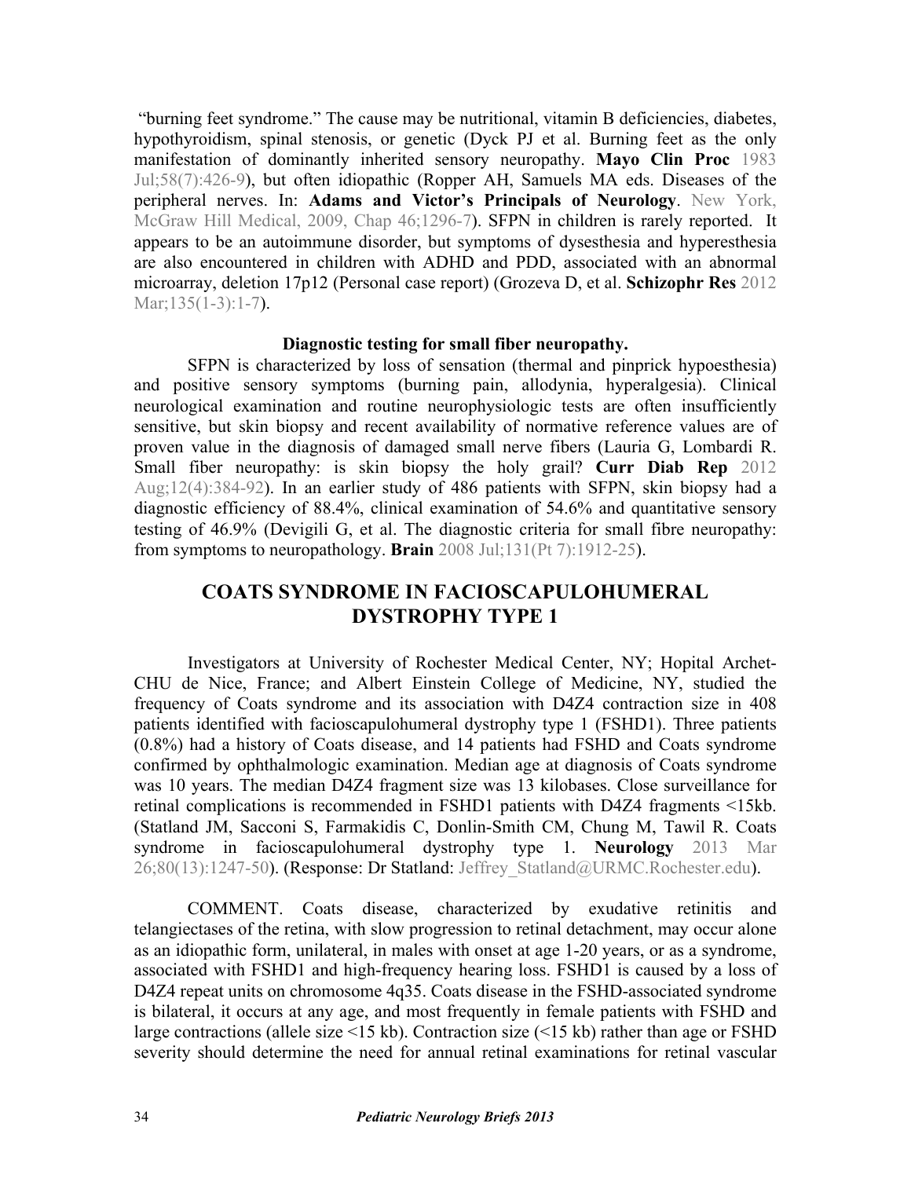"burning feet syndrome." The cause may be nutritional, vitamin B deficiencies, diabetes, hypothyroidism, spinal stenosis, or genetic (Dyck PJ et al. Burning feet as the only manifestation of dominantly inherited sensory neuropathy. **Mayo Clin Proc** 1983 Jul;58(7):426-9), but often idiopathic (Ropper AH, Samuels MA eds. Diseases of the peripheral nerves. In: **Adams and Victor's Principals of Neurology**. New York, McGraw Hill Medical, 2009, Chap 46;1296-7). SFPN in children is rarely reported. It appears to be an autoimmune disorder, but symptoms of dysesthesia and hyperesthesia are also encountered in children with ADHD and PDD, associated with an abnormal microarray, deletion 17p12 (Personal case report) (Grozeva D, et al. **Schizophr Res** 2012 Mar;135(1-3):1-7).

**Diagnostic testing for small fiber neuropathy.**

SFPN is characterized by loss of sensation (thermal and pinprick hypoesthesia) and positive sensory symptoms (burning pain, allodynia, hyperalgesia). Clinical neurological examination and routine neurophysiologic tests are often insufficiently sensitive, but skin biopsy and recent availability of normative reference values are of proven value in the diagnosis of damaged small nerve fibers (Lauria G, Lombardi R. Small fiber neuropathy: is skin biopsy the holy grail? **Curr Diab Rep** 2012 Aug;12(4):384-92). In an earlier study of 486 patients with SFPN, skin biopsy had a diagnostic efficiency of 88.4%, clinical examination of 54.6% and quantitative sensory testing of 46.9% (Devigili G, et al. The diagnostic criteria for small fibre neuropathy: from symptoms to neuropathology. **Brain** 2008 Jul;131(Pt 7):1912-25).

## COATS SYNDROME IN FACIOSCAPULOHUMERAL DYSTROPHY TYPE 1

Investigators at University of Rochester Medical Center, NY; Hopital Archet-CHU de Nice, France; and Albert Einstein College of Medicine, NY, studied the frequency of Coats syndrome and its association with D4Z4 contraction size in 408 patients identified with facioscapulohumeral dystrophy type 1 (FSHD1). Three patients (0.8%) had a history of Coats disease, and 14 patients had FSHD and Coats syndrome confirmed by ophthalmologic examination. Median age at diagnosis of Coats syndrome was 10 years. The median D4Z4 fragment size was 13 kilobases. Close surveillance for retinal complications is recommended in FSHD1 patients with D4Z4 fragments <15kb. (Statland JM, Sacconi S, Farmakidis C, Donlin-Smith CM, Chung M, Tawil R. Coats syndrome in facioscapulohumeral dystrophy type 1. **Neurology** 2013 Mar 26;80(13):1247-50). (Response: Dr Statland: Jeffrey_Statland@URMC.Rochester.edu).

COMMENT. Coats disease, characterized by exudative retinitis and telangiectases of the retina, with slow progression to retinal detachment, may occur alone as an idiopathic form, unilateral, in males with onset at age 1-20 years, or as a syndrome, associated with FSHD1 and high-frequency hearing loss. FSHD1 is caused by a loss of D4Z4 repeat units on chromosome 4q35. Coats disease in the FSHD-associated syndrome is bilateral, it occurs at any age, and most frequently in female patients with FSHD and large contractions (allele size <15 kb). Contraction size (<15 kb) rather than age or FSHD severity should determine the need for annual retinal examinations for retinal vascular